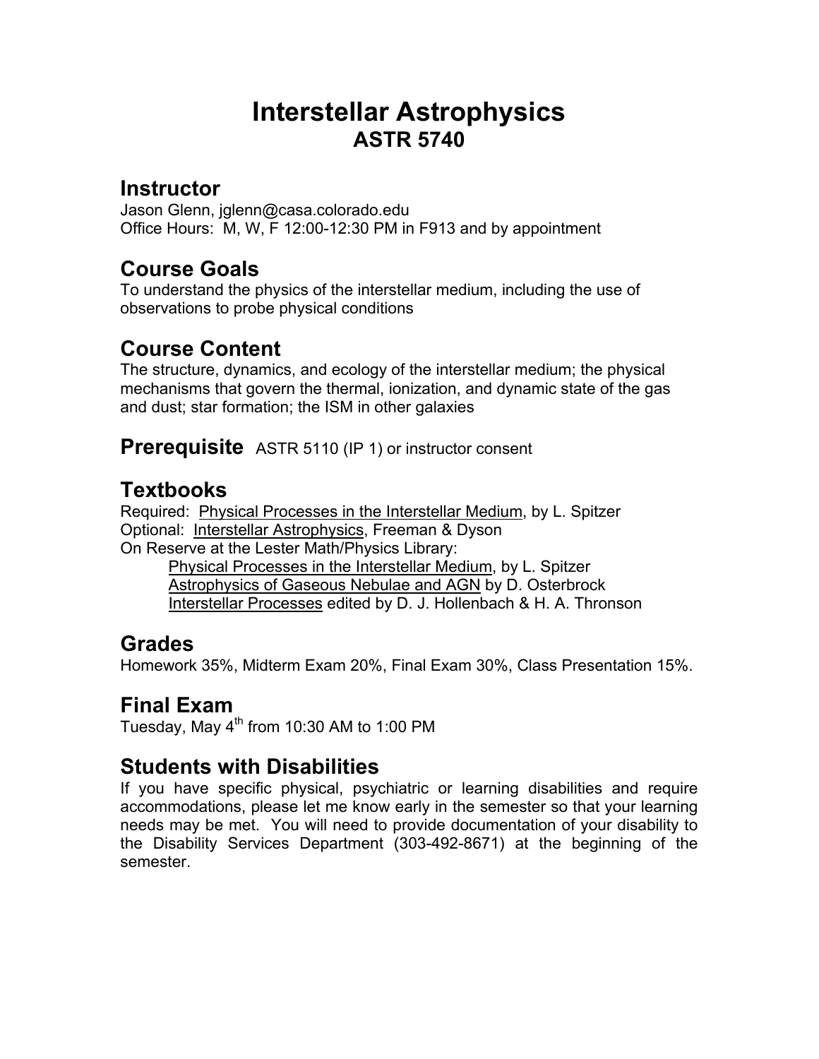# Interstellar Astrophysics
## ASTR 5740

## Instructor

Jason Glenn, jglenn@casa.colorado.edu
Office Hours: M, W, F 12:00-12:30 PM in F913 and by appointment

## Course Goals

To understand the physics of the interstellar medium, including the use of observations to probe physical conditions

## Course Content

The structure, dynamics, and ecology of the interstellar medium; the physical mechanisms that govern the thermal, ionization, and dynamic state of the gas and dust; star formation; the ISM in other galaxies

## Prerequisite

ASTR 5110 (IP 1) or instructor consent

## Textbooks

Required: Physical Processes in the Interstellar Medium, by L. Spitzer
Optional: Interstellar Astrophysics, Freeman & Dyson
On Reserve at the Lester Math/Physics Library:

- Physical Processes in the Interstellar Medium, by L. Spitzer
- Astrophysics of Gaseous Nebulae and AGN by D. Osterbrock
- Interstellar Processes edited by D. J. Hollenbach & H. A. Thronson

## Grades

Homework 35%, Midterm Exam 20%, Final Exam 30%, Class Presentation 15%.

## Final Exam

Tuesday, May 4th from 10:30 AM to 1:00 PM

## Students with Disabilities

If you have specific physical, psychiatric or learning disabilities and require accommodations, please let me know early in the semester so that your learning needs may be met. You will need to provide documentation of your disability to the Disability Services Department (303-492-8671) at the beginning of the semester.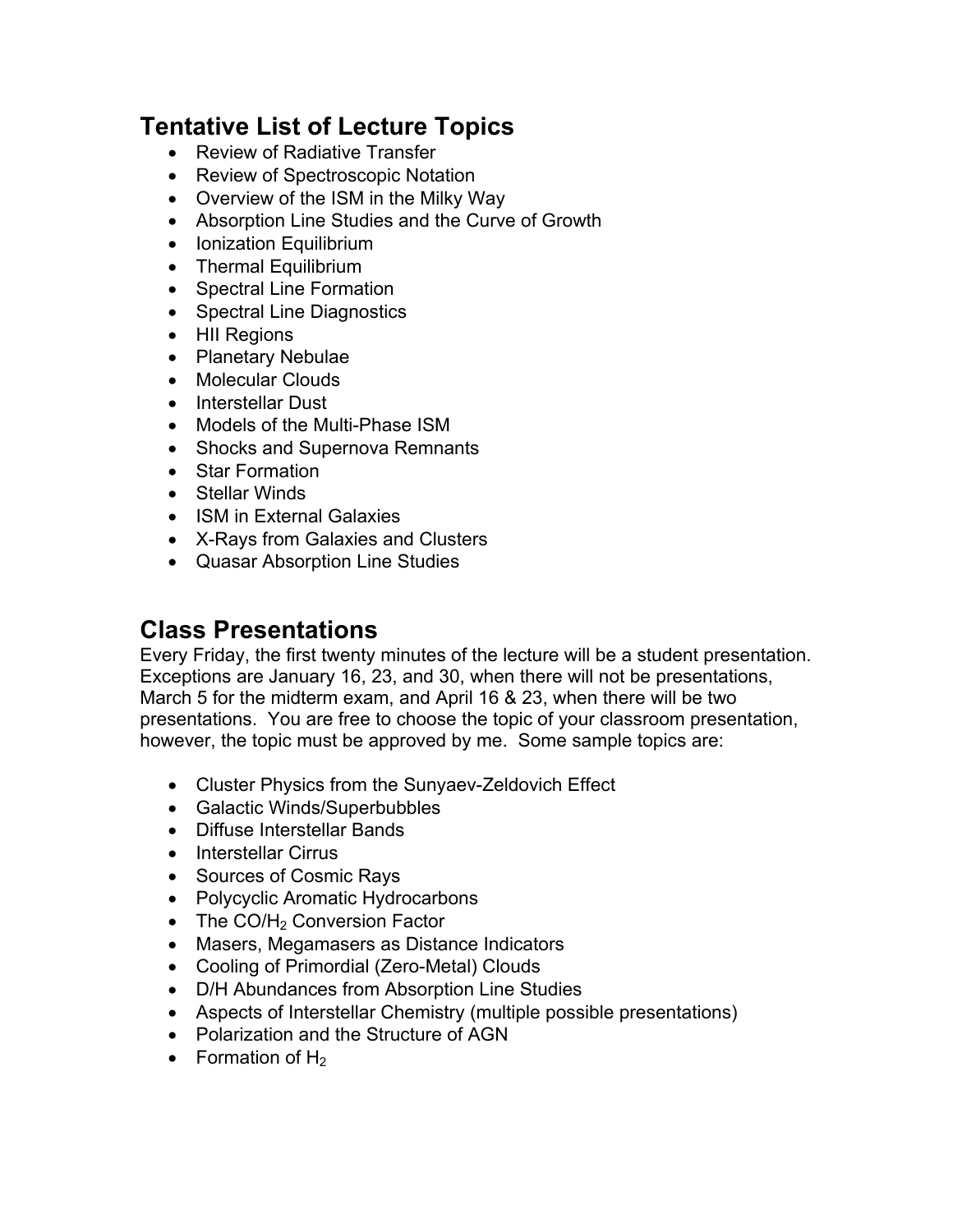## Tentative List of Lecture Topics

- Review of Radiative Transfer
- Review of Spectroscopic Notation
- Overview of the ISM in the Milky Way
- Absorption Line Studies and the Curve of Growth
- Ionization Equilibrium
- Thermal Equilibrium
- Spectral Line Formation
- Spectral Line Diagnostics
- HII Regions
- Planetary Nebulae
- Molecular Clouds
- Interstellar Dust
- Models of the Multi-Phase ISM
- Shocks and Supernova Remnants
- Star Formation
- Stellar Winds
- ISM in External Galaxies
- X-Rays from Galaxies and Clusters
- Quasar Absorption Line Studies

## Class Presentations

Every Friday, the first twenty minutes of the lecture will be a student presentation. Exceptions are January 16, 23, and 30, when there will not be presentations, March 5 for the midterm exam, and April 16 & 23, when there will be two presentations. You are free to choose the topic of your classroom presentation, however, the topic must be approved by me. Some sample topics are:

- Cluster Physics from the Sunyaev-Zeldovich Effect
- Galactic Winds/Superbubbles
- Diffuse Interstellar Bands
- Interstellar Cirrus
- Sources of Cosmic Rays
- Polycyclic Aromatic Hydrocarbons
- The $CO/H_2$ Conversion Factor
- Masers, Megamasers as Distance Indicators
- Cooling of Primordial (Zero-Metal) Clouds
- D/H Abundances from Absorption Line Studies
- Aspects of Interstellar Chemistry (multiple possible presentations)
- Polarization and the Structure of AGN
- Formation of $H_2$